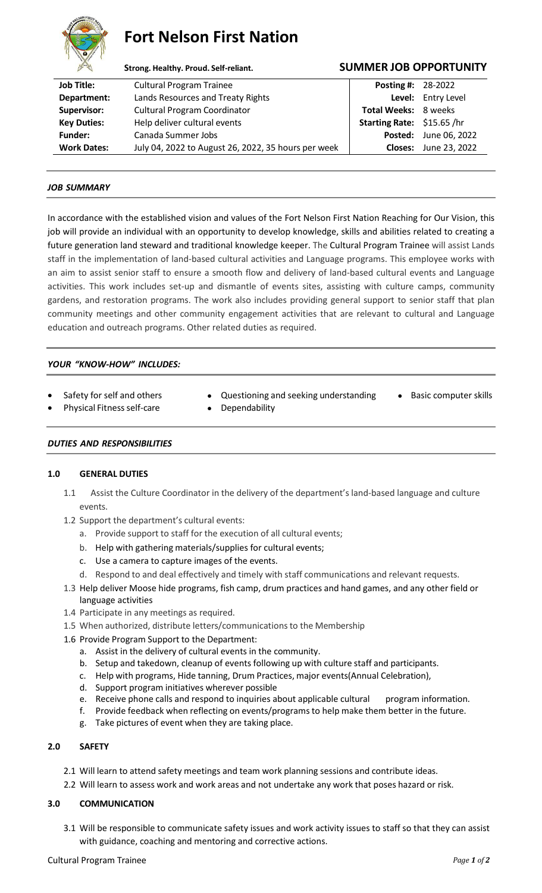# Fort Nelson First Nation

**Strong. Healthy. Proud. Self-reliant.**

## SUMMER JOB OPPORTUNITY

| | | | |
|---|---|---|---|
| **Job Title:** | Cultural Program Trainee | **Posting #:** | 28-2022 |
| **Department:** | Lands Resources and Treaty Rights | **Level:** | Entry Level |
| **Supervisor:** | Cultural Program Coordinator | **Total Weeks:** | 8 weeks |
| **Key Duties:** | Help deliver cultural events | **Starting Rate:** | $15.65 /hr |
| **Funder:** | Canada Summer Jobs | **Posted:** | June 06, 2022 |
| **Work Dates:** | July 04, 2022 to August 26, 2022, 35 hours per week | **Closes:** | June 23, 2022 |

### *JOB SUMMARY*

In accordance with the established vision and values of the Fort Nelson First Nation Reaching for Our Vision, this job will provide an individual with an opportunity to develop knowledge, skills and abilities related to creating a future generation land steward and traditional knowledge keeper. The Cultural Program Trainee will assist Lands staff in the implementation of land-based cultural activities and Language programs. This employee works with an aim to assist senior staff to ensure a smooth flow and delivery of land-based cultural events and Language activities. This work includes set-up and dismantle of events sites, assisting with culture camps, community gardens, and restoration programs. The work also includes providing general support to senior staff that plan community meetings and other community engagement activities that are relevant to cultural and Language education and outreach programs. Other related duties as required.

### *YOUR "KNOW-HOW" INCLUDES:*

- Safety for self and others
- Physical Fitness self-care
- Questioning and seeking understanding
- Dependability
- Basic computer skills

### *DUTIES AND RESPONSIBILITIES*

#### 1.0 GENERAL DUTIES

1.1 Assist the Culture Coordinator in the delivery of the department's land-based language and culture events.

1.2 Support the department's cultural events:
   a. Provide support to staff for the execution of all cultural events;
   b. Help with gathering materials/supplies for cultural events;
   c. Use a camera to capture images of the events.
   d. Respond to and deal effectively and timely with staff communications and relevant requests.

1.3 Help deliver Moose hide programs, fish camp, drum practices and hand games, and any other field or language activities

1.4 Participate in any meetings as required.

1.5 When authorized, distribute letters/communications to the Membership

1.6 Provide Program Support to the Department:
   a. Assist in the delivery of cultural events in the community.
   b. Setup and takedown, cleanup of events following up with culture staff and participants.
   c. Help with programs, Hide tanning, Drum Practices, major events(Annual Celebration),
   d. Support program initiatives wherever possible
   e. Receive phone calls and respond to inquiries about applicable cultural program information.
   f. Provide feedback when reflecting on events/programs to help make them better in the future.
   g. Take pictures of event when they are taking place.

#### 2.0 SAFETY

2.1 Will learn to attend safety meetings and team work planning sessions and contribute ideas.

2.2 Will learn to assess work and work areas and not undertake any work that poses hazard or risk.

#### 3.0 COMMUNICATION

3.1 Will be responsible to communicate safety issues and work activity issues to staff so that they can assist with guidance, coaching and mentoring and corrective actions.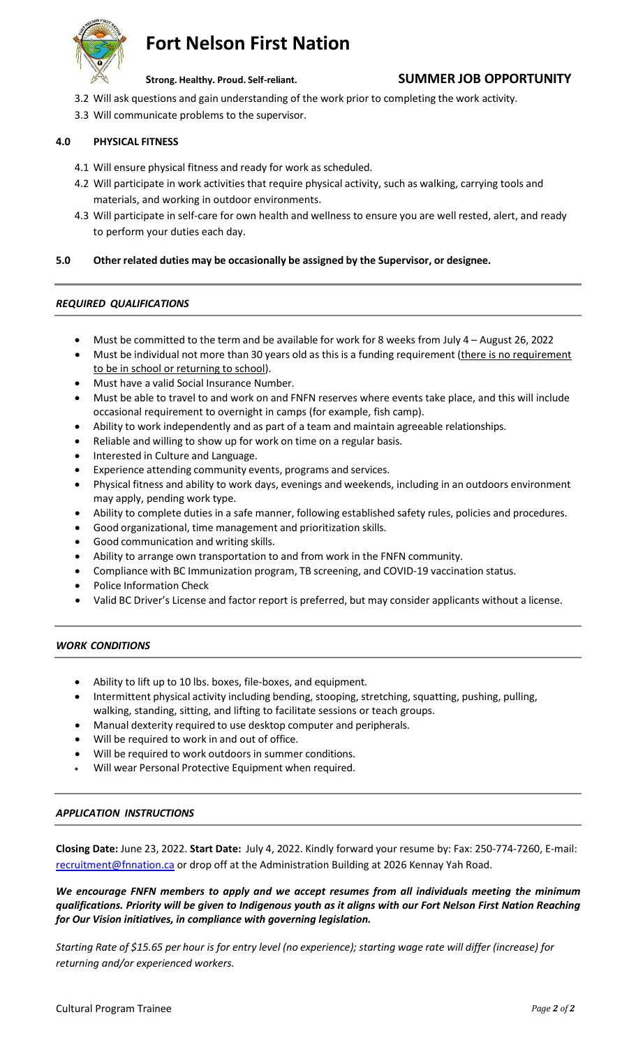3.2 Will ask questions and gain understanding of the work prior to completing the work activity.
3.3 Will communicate problems to the supervisor.

## 4.0 PHYSICAL FITNESS

4.1 Will ensure physical fitness and ready for work as scheduled.
4.2 Will participate in work activities that require physical activity, such as walking, carrying tools and materials, and working in outdoor environments.
4.3 Will participate in self-care for own health and wellness to ensure you are well rested, alert, and ready to perform your duties each day.

## 5.0 Other related duties may be occasionally be assigned by the Supervisor, or designee.

### *REQUIRED QUALIFICATIONS*

- Must be committed to the term and be available for work for 8 weeks from July 4 – August 26, 2022
- Must be individual not more than 30 years old as this is a funding requirement (there is no requirement to be in school or returning to school).
- Must have a valid Social Insurance Number.
- Must be able to travel to and work on and FNFN reserves where events take place, and this will include occasional requirement to overnight in camps (for example, fish camp).
- Ability to work independently and as part of a team and maintain agreeable relationships.
- Reliable and willing to show up for work on time on a regular basis.
- Interested in Culture and Language.
- Experience attending community events, programs and services.
- Physical fitness and ability to work days, evenings and weekends, including in an outdoors environment may apply, pending work type.
- Ability to complete duties in a safe manner, following established safety rules, policies and procedures.
- Good organizational, time management and prioritization skills.
- Good communication and writing skills.
- Ability to arrange own transportation to and from work in the FNFN community.
- Compliance with BC Immunization program, TB screening, and COVID-19 vaccination status.
- Police Information Check
- Valid BC Driver's License and factor report is preferred, but may consider applicants without a license.

### *WORK CONDITIONS*

- Ability to lift up to 10 lbs. boxes, file-boxes, and equipment.
- Intermittent physical activity including bending, stooping, stretching, squatting, pushing, pulling, walking, standing, sitting, and lifting to facilitate sessions or teach groups.
- Manual dexterity required to use desktop computer and peripherals.
- Will be required to work in and out of office.
- Will be required to work outdoors in summer conditions.
- Will wear Personal Protective Equipment when required.

### *APPLICATION INSTRUCTIONS*

**Closing Date:** June 23, 2022. **Start Date:** July 4, 2022. Kindly forward your resume by: Fax: 250-774-7260, E-mail: recruitment@fnnation.ca or drop off at the Administration Building at 2026 Kennay Yah Road.

***We encourage FNFN members to apply and we accept resumes from all individuals meeting the minimum qualifications. Priority will be given to Indigenous youth as it aligns with our Fort Nelson First Nation Reaching for Our Vision initiatives, in compliance with governing legislation.***

*Starting Rate of $15.65 per hour is for entry level (no experience); starting wage rate will differ (increase) for returning and/or experienced workers.*